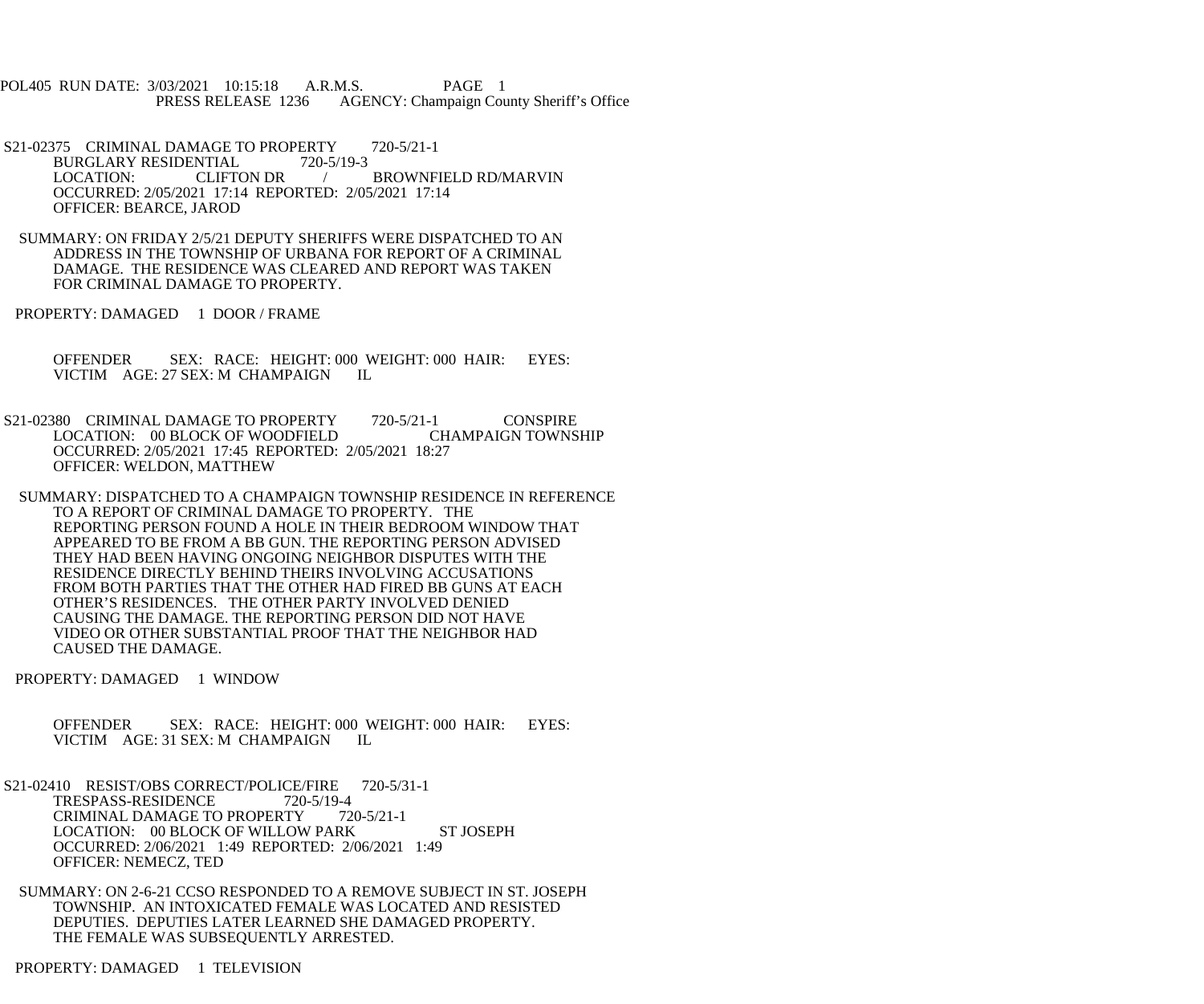POL405 RUN DATE: 3/03/2021 10:15:18 A.R.M.S. PAGE 1
PRESS RELEASE 1236 AGENCY: Champaign County Sheriff's Office

S21-02375 CRIMINAL DAMAGE TO PROPERTY 720-5/21-1
BURGLARY RESIDENTIAL 720-5/19-3
LOCATION: CLIFTON DR / BROWNFIELD RD/MARVIN
OCCURRED: 2/05/2021 17:14 REPORTED: 2/05/2021 17:14
OFFICER: BEARCE, JAROD

SUMMARY: ON FRIDAY 2/5/21 DEPUTY SHERIFFS WERE DISPATCHED TO AN ADDRESS IN THE TOWNSHIP OF URBANA FOR REPORT OF A CRIMINAL DAMAGE. THE RESIDENCE WAS CLEARED AND REPORT WAS TAKEN FOR CRIMINAL DAMAGE TO PROPERTY.

PROPERTY: DAMAGED 1 DOOR / FRAME

OFFENDER SEX: RACE: HEIGHT: 000 WEIGHT: 000 HAIR: EYES:
VICTIM AGE: 27 SEX: M CHAMPAIGN IL

S21-02380 CRIMINAL DAMAGE TO PROPERTY 720-5/21-1 CONSPIRE
LOCATION: 00 BLOCK OF WOODFIELD CHAMPAIGN TOWNSHIP
OCCURRED: 2/05/2021 17:45 REPORTED: 2/05/2021 18:27
OFFICER: WELDON, MATTHEW

SUMMARY: DISPATCHED TO A CHAMPAIGN TOWNSHIP RESIDENCE IN REFERENCE TO A REPORT OF CRIMINAL DAMAGE TO PROPERTY. THE REPORTING PERSON FOUND A HOLE IN THEIR BEDROOM WINDOW THAT APPEARED TO BE FROM A BB GUN. THE REPORTING PERSON ADVISED THEY HAD BEEN HAVING ONGOING NEIGHBOR DISPUTES WITH THE RESIDENCE DIRECTLY BEHIND THEIRS INVOLVING ACCUSATIONS FROM BOTH PARTIES THAT THE OTHER HAD FIRED BB GUNS AT EACH OTHER'S RESIDENCES. THE OTHER PARTY INVOLVED DENIED CAUSING THE DAMAGE. THE REPORTING PERSON DID NOT HAVE VIDEO OR OTHER SUBSTANTIAL PROOF THAT THE NEIGHBOR HAD CAUSED THE DAMAGE.

PROPERTY: DAMAGED 1 WINDOW

OFFENDER SEX: RACE: HEIGHT: 000 WEIGHT: 000 HAIR: EYES:
VICTIM AGE: 31 SEX: M CHAMPAIGN IL

S21-02410 RESIST/OBS CORRECT/POLICE/FIRE 720-5/31-1
TRESPASS-RESIDENCE 720-5/19-4
CRIMINAL DAMAGE TO PROPERTY 720-5/21-1
LOCATION: 00 BLOCK OF WILLOW PARK ST JOSEPH
OCCURRED: 2/06/2021 1:49 REPORTED: 2/06/2021 1:49
OFFICER: NEMECZ, TED

SUMMARY: ON 2-6-21 CCSO RESPONDED TO A REMOVE SUBJECT IN ST. JOSEPH TOWNSHIP. AN INTOXICATED FEMALE WAS LOCATED AND RESISTED DEPUTIES. DEPUTIES LATER LEARNED SHE DAMAGED PROPERTY. THE FEMALE WAS SUBSEQUENTLY ARRESTED.

PROPERTY: DAMAGED 1 TELEVISION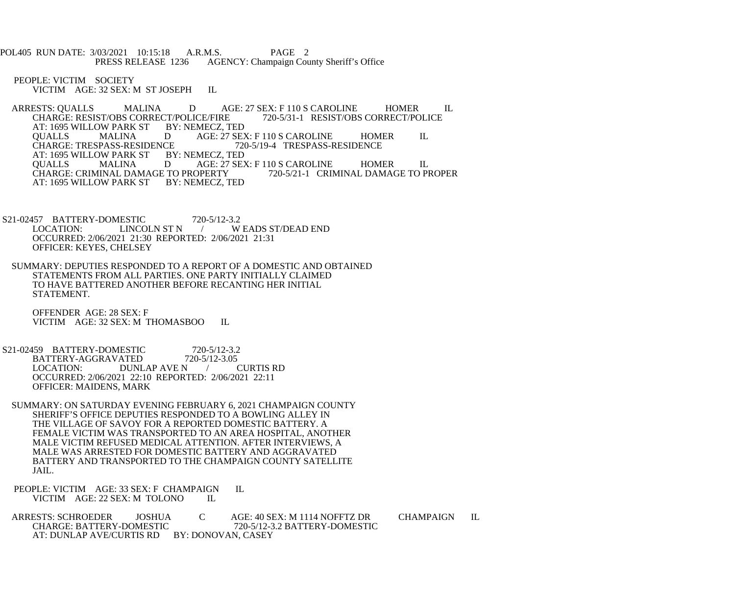PEOPLE: VICTIM SOCIETY
VICTIM AGE: 32 SEX: M ST JOSEPH IL

ARRESTS: QUALLS MALINA D AGE: 27 SEX: F 110 S CAROLINE HOMER IL
CHARGE: RESIST/OBS CORRECT/POLICE/FIRE 720-5/31-1 RESIST/OBS CORRECT/POLICE
AT: 1695 WILLOW PARK ST BY: NEMECZ, TED
QUALLS MALINA D AGE: 27 SEX: F 110 S CAROLINE HOMER IL
CHARGE: TRESPASS-RESIDENCE 720-5/19-4 TRESPASS-RESIDENCE
AT: 1695 WILLOW PARK ST BY: NEMECZ, TED
QUALLS MALINA D AGE: 27 SEX: F 110 S CAROLINE HOMER IL
CHARGE: CRIMINAL DAMAGE TO PROPERTY 720-5/21-1 CRIMINAL DAMAGE TO PROPER
AT: 1695 WILLOW PARK ST BY: NEMECZ, TED

S21-02457 BATTERY-DOMESTIC 720-5/12-3.2
LOCATION: LINCOLN ST N / W EADS ST/DEAD END
OCCURRED: 2/06/2021 21:30 REPORTED: 2/06/2021 21:31
OFFICER: KEYES, CHELSEY

SUMMARY: DEPUTIES RESPONDED TO A REPORT OF A DOMESTIC AND OBTAINED STATEMENTS FROM ALL PARTIES. ONE PARTY INITIALLY CLAIMED TO HAVE BATTERED ANOTHER BEFORE RECANTING HER INITIAL STATEMENT.

OFFENDER AGE: 28 SEX: F
VICTIM AGE: 32 SEX: M THOMASBOO IL

S21-02459 BATTERY-DOMESTIC 720-5/12-3.2
BATTERY-AGGRAVATED 720-5/12-3.05
LOCATION: DUNLAP AVE N / CURTIS RD
OCCURRED: 2/06/2021 22:10 REPORTED: 2/06/2021 22:11
OFFICER: MAIDENS, MARK

SUMMARY: ON SATURDAY EVENING FEBRUARY 6, 2021 CHAMPAIGN COUNTY SHERIFF'S OFFICE DEPUTIES RESPONDED TO A BOWLING ALLEY IN THE VILLAGE OF SAVOY FOR A REPORTED DOMESTIC BATTERY. A FEMALE VICTIM WAS TRANSPORTED TO AN AREA HOSPITAL, ANOTHER MALE VICTIM REFUSED MEDICAL ATTENTION. AFTER INTERVIEWS, A MALE WAS ARRESTED FOR DOMESTIC BATTERY AND AGGRAVATED BATTERY AND TRANSPORTED TO THE CHAMPAIGN COUNTY SATELLITE JAIL.

PEOPLE: VICTIM AGE: 33 SEX: F CHAMPAIGN IL
VICTIM AGE: 22 SEX: M TOLONO IL

ARRESTS: SCHROEDER JOSHUA C AGE: 40 SEX: M 1114 NOFFTZ DR CHAMPAIGN IL
CHARGE: BATTERY-DOMESTIC 720-5/12-3.2 BATTERY-DOMESTIC
AT: DUNLAP AVE/CURTIS RD BY: DONOVAN, CASEY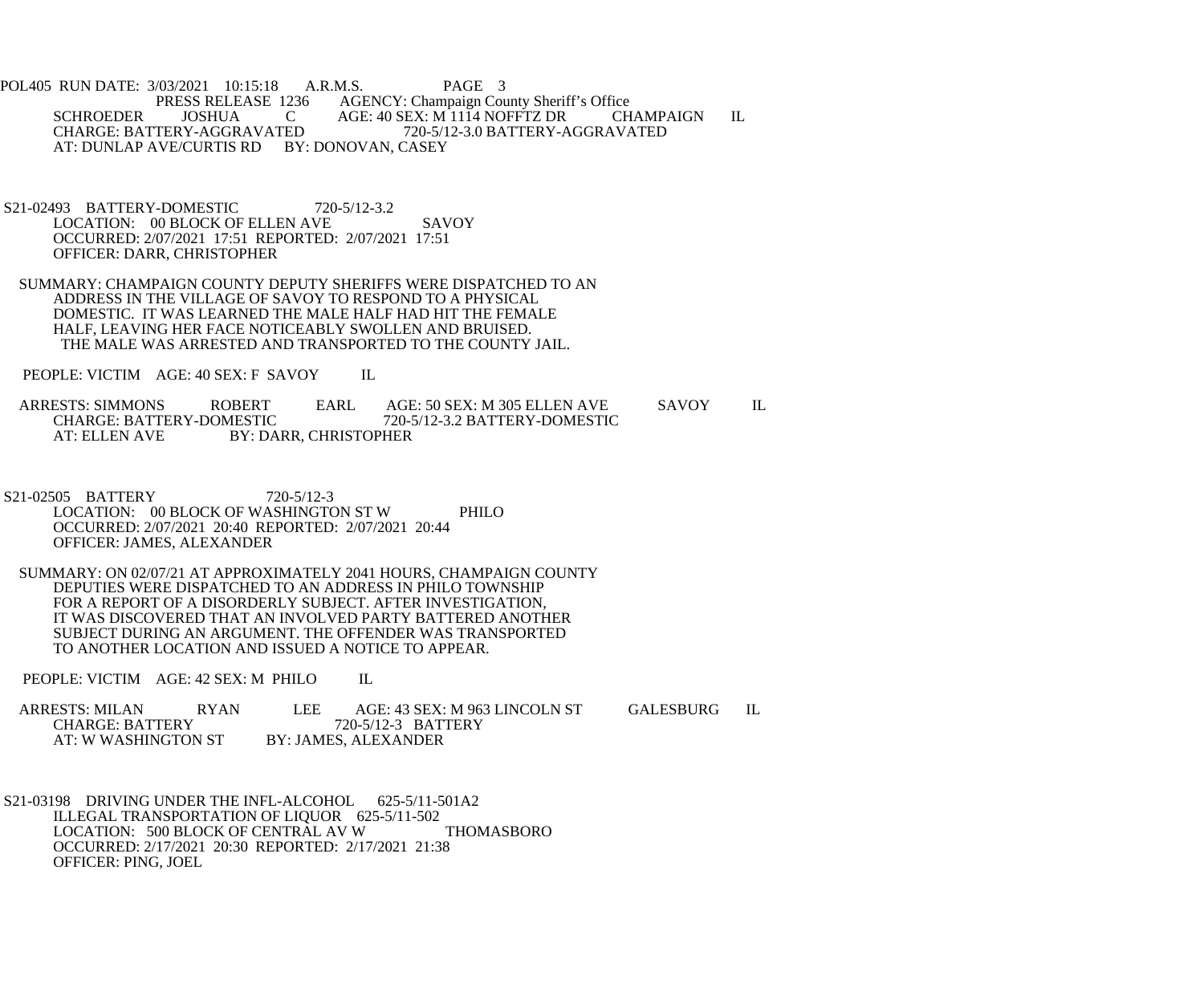SCHROEDER JOSHUA C AGE: 40 SEX: M 1114 NOFFTZ DR CHAMPAIGN IL
CHARGE: BATTERY-AGGRAVATED 720-5/12-3.0 BATTERY-AGGRAVATED
AT: DUNLAP AVE/CURTIS RD BY: DONOVAN, CASEY

S21-02493 BATTERY-DOMESTIC 720-5/12-3.2
LOCATION: 00 BLOCK OF ELLEN AVE SAVOY
OCCURRED: 2/07/2021 17:51 REPORTED: 2/07/2021 17:51
OFFICER: DARR, CHRISTOPHER

SUMMARY: CHAMPAIGN COUNTY DEPUTY SHERIFFS WERE DISPATCHED TO AN ADDRESS IN THE VILLAGE OF SAVOY TO RESPOND TO A PHYSICAL DOMESTIC. IT WAS LEARNED THE MALE HALF HAD HIT THE FEMALE HALF, LEAVING HER FACE NOTICEABLY SWOLLEN AND BRUISED. THE MALE WAS ARRESTED AND TRANSPORTED TO THE COUNTY JAIL.

PEOPLE: VICTIM AGE: 40 SEX: F SAVOY IL

ARRESTS: SIMMONS ROBERT EARL AGE: 50 SEX: M 305 ELLEN AVE SAVOY IL
CHARGE: BATTERY-DOMESTIC 720-5/12-3.2 BATTERY-DOMESTIC
AT: ELLEN AVE BY: DARR, CHRISTOPHER

S21-02505 BATTERY 720-5/12-3
LOCATION: 00 BLOCK OF WASHINGTON ST W PHILO
OCCURRED: 2/07/2021 20:40 REPORTED: 2/07/2021 20:44
OFFICER: JAMES, ALEXANDER

SUMMARY: ON 02/07/21 AT APPROXIMATELY 2041 HOURS, CHAMPAIGN COUNTY DEPUTIES WERE DISPATCHED TO AN ADDRESS IN PHILO TOWNSHIP FOR A REPORT OF A DISORDERLY SUBJECT. AFTER INVESTIGATION, IT WAS DISCOVERED THAT AN INVOLVED PARTY BATTERED ANOTHER SUBJECT DURING AN ARGUMENT. THE OFFENDER WAS TRANSPORTED TO ANOTHER LOCATION AND ISSUED A NOTICE TO APPEAR.

PEOPLE: VICTIM AGE: 42 SEX: M PHILO IL

ARRESTS: MILAN RYAN LEE AGE: 43 SEX: M 963 LINCOLN ST GALESBURG IL
CHARGE: BATTERY 720-5/12-3 BATTERY
AT: W WASHINGTON ST BY: JAMES, ALEXANDER

S21-03198 DRIVING UNDER THE INFL-ALCOHOL 625-5/11-501A2
ILLEGAL TRANSPORTATION OF LIQUOR 625-5/11-502
LOCATION: 500 BLOCK OF CENTRAL AV W THOMASBORO
OCCURRED: 2/17/2021 20:30 REPORTED: 2/17/2021 21:38
OFFICER: PING, JOEL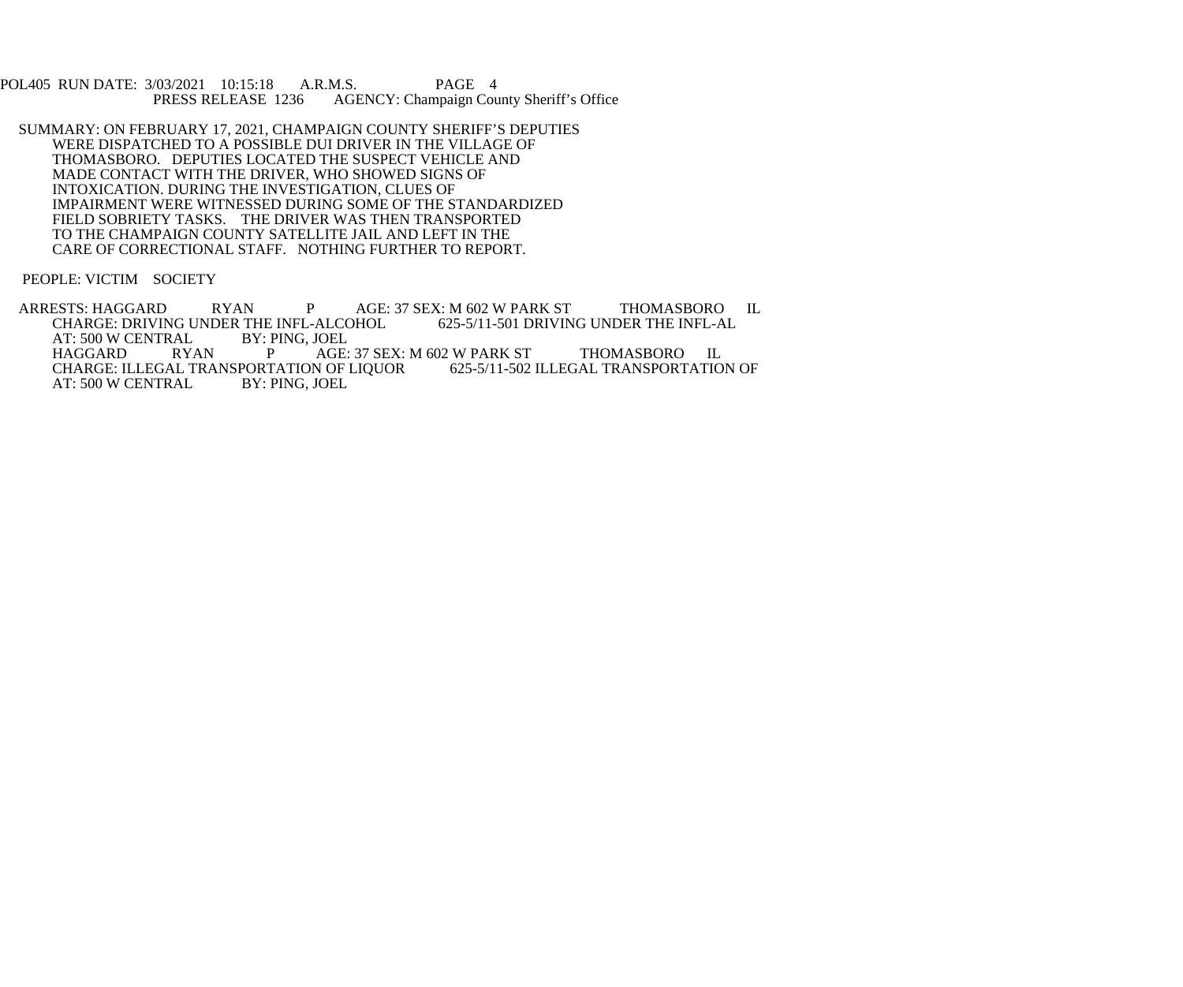PRESS RELEASE 1236 AGENCY: Champaign County Sheriff's Office

SUMMARY: ON FEBRUARY 17, 2021, CHAMPAIGN COUNTY SHERIFF'S DEPUTIES WERE DISPATCHED TO A POSSIBLE DUI DRIVER IN THE VILLAGE OF THOMASBORO. DEPUTIES LOCATED THE SUSPECT VEHICLE AND MADE CONTACT WITH THE DRIVER, WHO SHOWED SIGNS OF INTOXICATION. DURING THE INVESTIGATION, CLUES OF IMPAIRMENT WERE WITNESSED DURING SOME OF THE STANDARDIZED FIELD SOBRIETY TASKS. THE DRIVER WAS THEN TRANSPORTED TO THE CHAMPAIGN COUNTY SATELLITE JAIL AND LEFT IN THE CARE OF CORRECTIONAL STAFF. NOTHING FURTHER TO REPORT.

PEOPLE: VICTIM SOCIETY

ARRESTS: HAGGARD RYAN P AGE: 37 SEX: M 602 W PARK ST THOMASBORO IL
CHARGE: DRIVING UNDER THE INFL-ALCOHOL 625-5/11-501 DRIVING UNDER THE INFL-AL
AT: 500 W CENTRAL BY: PING, JOEL
HAGGARD RYAN P AGE: 37 SEX: M 602 W PARK ST THOMASBORO IL
CHARGE: ILLEGAL TRANSPORTATION OF LIQUOR 625-5/11-502 ILLEGAL TRANSPORTATION OF
AT: 500 W CENTRAL BY: PING, JOEL